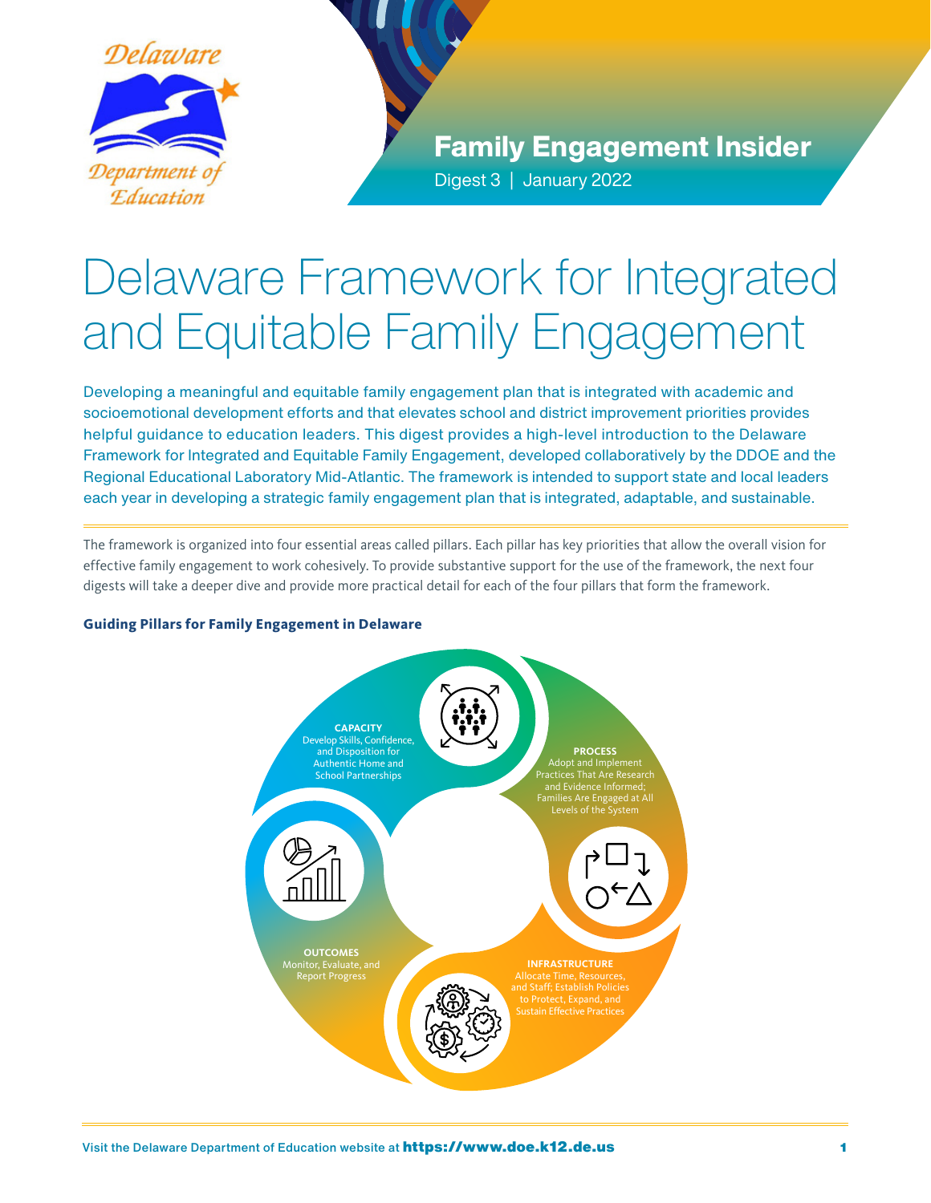Family Engagement Insider

Digest 3 | January 2022

# Delaware Framework for Integrated and Equitable Family Engagement

Developing a meaningful and equitable family engagement plan that is integrated with academic and socioemotional development efforts and that elevates school and district improvement priorities provides helpful guidance to education leaders. This digest provides a high-level introduction to the Delaware Framework for Integrated and Equitable Family Engagement, developed collaboratively by the DDOE and the Regional Educational Laboratory Mid-Atlantic. The framework is intended to support state and local leaders each year in developing a strategic family engagement plan that is integrated, adaptable, and sustainable.

The framework is organized into four essential areas called pillars. Each pillar has key priorities that allow the overall vision for effective family engagement to work cohesively. To provide substantive support for the use of the framework, the next four digests will take a deeper dive and provide more practical detail for each of the four pillars that form the framework.

**Guiding Pillars for Family Engagement in Delaware**

**CAPACITY**
Develop Skills, Confidence, and Disposition for Authentic Home and School Partnerships

**PROCESS**
Adopt and Implement Practices That Are Research and Evidence Informed; Families Are Engaged at All Levels of the System

**INFRASTRUCTURE**
Allocate Time, Resources, and Staff; Establish Policies to Protect, Expand, and Sustain Effective Practices

**OUTCOMES**
Monitor, Evaluate, and Report Progress

Visit the Delaware Department of Education website at **https://www.doe.k12.de.us**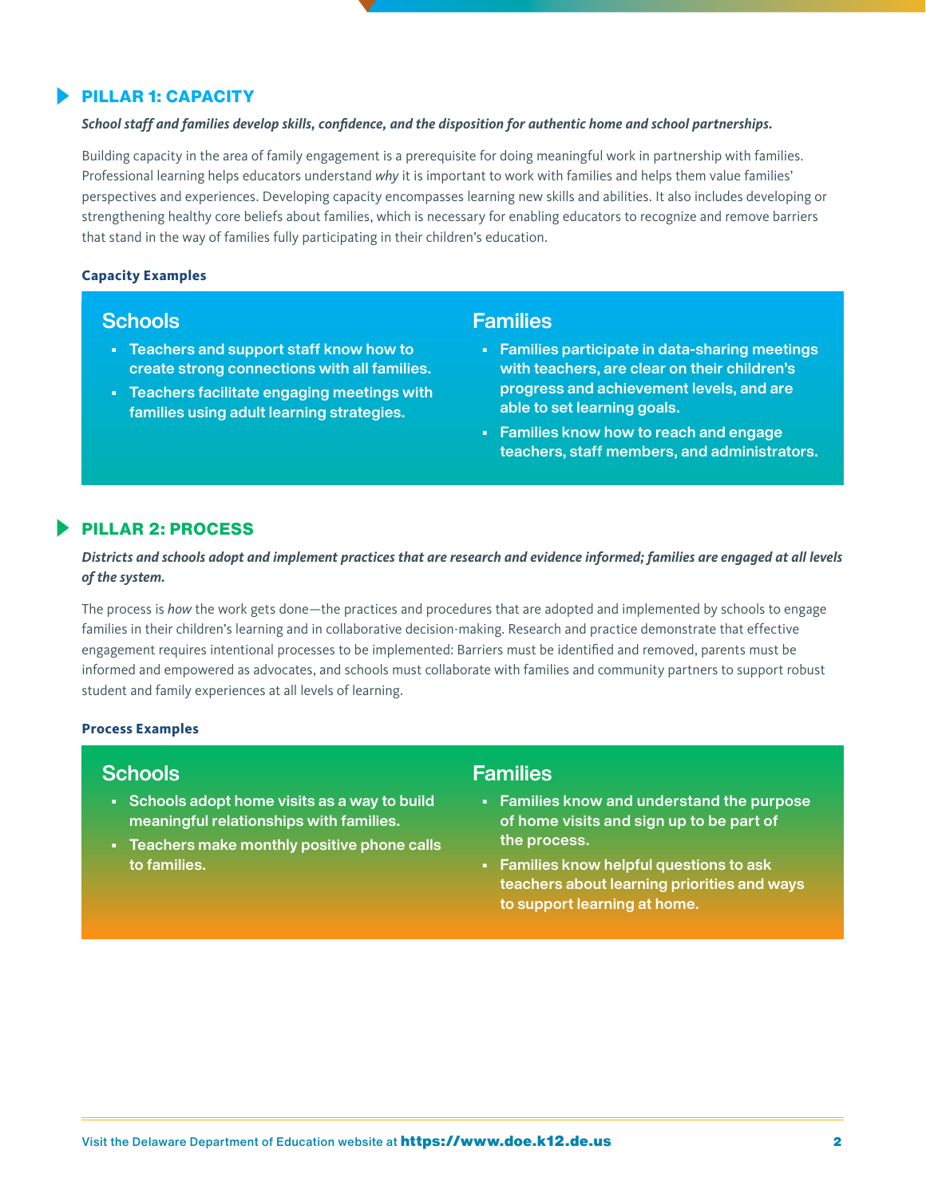## PILLAR 1: CAPACITY

***School staff and families develop skills, confidence, and the disposition for authentic home and school partnerships.***

Building capacity in the area of family engagement is a prerequisite for doing meaningful work in partnership with families. Professional learning helps educators understand *why* it is important to work with families and helps them value families' perspectives and experiences. Developing capacity encompasses learning new skills and abilities. It also includes developing or strengthening healthy core beliefs about families, which is necessary for enabling educators to recognize and remove barriers that stand in the way of families fully participating in their children's education.

**Capacity Examples**

### Schools

- Teachers and support staff know how to create strong connections with all families.
- Teachers facilitate engaging meetings with families using adult learning strategies.

### Families

- Families participate in data-sharing meetings with teachers, are clear on their children's progress and achievement levels, and are able to set learning goals.
- Families know how to reach and engage teachers, staff members, and administrators.

## PILLAR 2: PROCESS

***Districts and schools adopt and implement practices that are research and evidence informed; families are engaged at all levels of the system.***

The process is *how* the work gets done—the practices and procedures that are adopted and implemented by schools to engage families in their children's learning and in collaborative decision-making. Research and practice demonstrate that effective engagement requires intentional processes to be implemented: Barriers must be identified and removed, parents must be informed and empowered as advocates, and schools must collaborate with families and community partners to support robust student and family experiences at all levels of learning.

**Process Examples**

### Schools

- Schools adopt home visits as a way to build meaningful relationships with families.
- Teachers make monthly positive phone calls to families.

### Families

- Families know and understand the purpose of home visits and sign up to be part of the process.
- Families know helpful questions to ask teachers about learning priorities and ways to support learning at home.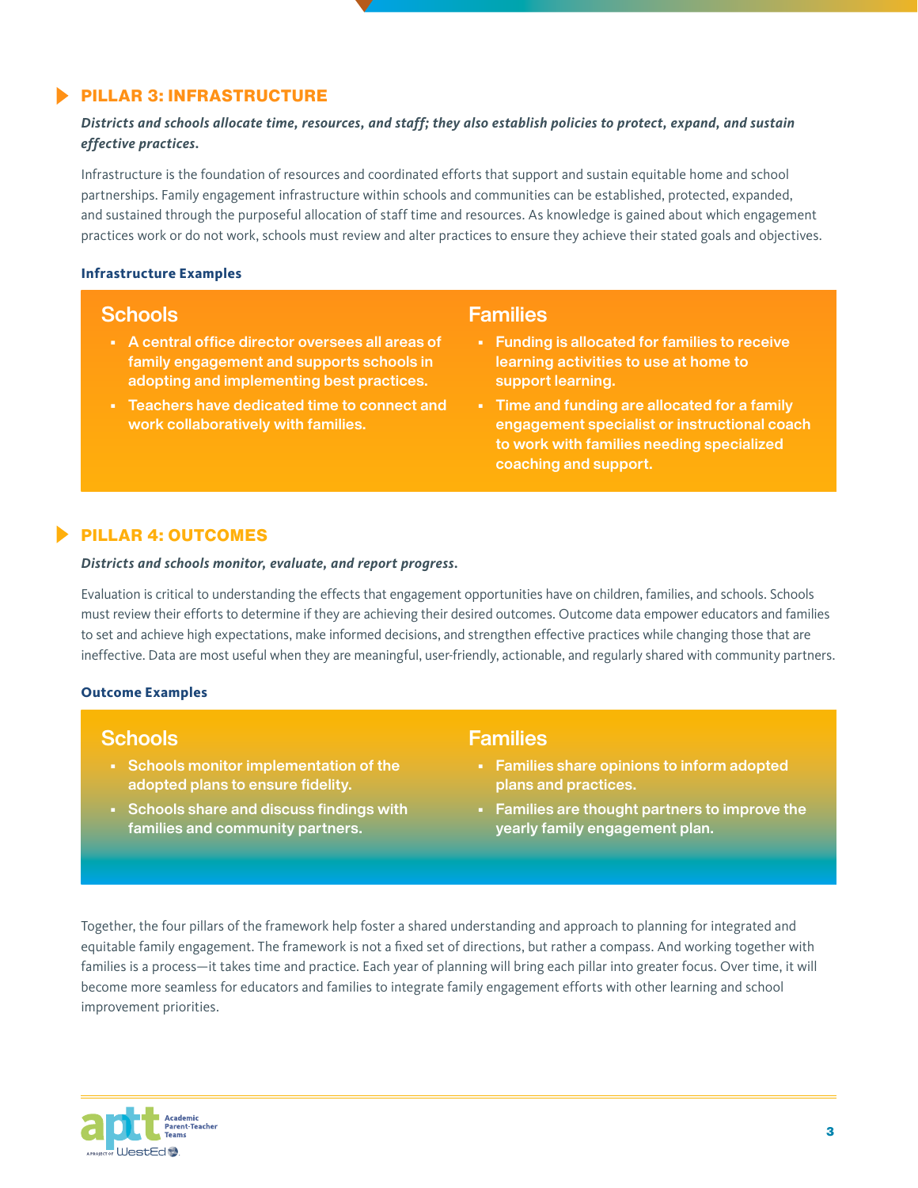## PILLAR 3: INFRASTRUCTURE

***Districts and schools allocate time, resources, and staff; they also establish policies to protect, expand, and sustain effective practices.***

Infrastructure is the foundation of resources and coordinated efforts that support and sustain equitable home and school partnerships. Family engagement infrastructure within schools and communities can be established, protected, expanded, and sustained through the purposeful allocation of staff time and resources. As knowledge is gained about which engagement practices work or do not work, schools must review and alter practices to ensure they achieve their stated goals and objectives.

#### Infrastructure Examples

**Schools**

- A central office director oversees all areas of family engagement and supports schools in adopting and implementing best practices.
- Teachers have dedicated time to connect and work collaboratively with families.

**Families**

- Funding is allocated for families to receive learning activities to use at home to support learning.
- Time and funding are allocated for a family engagement specialist or instructional coach to work with families needing specialized coaching and support.

## PILLAR 4: OUTCOMES

***Districts and schools monitor, evaluate, and report progress.***

Evaluation is critical to understanding the effects that engagement opportunities have on children, families, and schools. Schools must review their efforts to determine if they are achieving their desired outcomes. Outcome data empower educators and families to set and achieve high expectations, make informed decisions, and strengthen effective practices while changing those that are ineffective. Data are most useful when they are meaningful, user-friendly, actionable, and regularly shared with community partners.

#### Outcome Examples

**Schools**

- Schools monitor implementation of the adopted plans to ensure fidelity.
- Schools share and discuss findings with families and community partners.

**Families**

- Families share opinions to inform adopted plans and practices.
- Families are thought partners to improve the yearly family engagement plan.

Together, the four pillars of the framework help foster a shared understanding and approach to planning for integrated and equitable family engagement. The framework is not a fixed set of directions, but rather a compass. And working together with families is a process—it takes time and practice. Each year of planning will bring each pillar into greater focus. Over time, it will become more seamless for educators and families to integrate family engagement efforts with other learning and school improvement priorities.